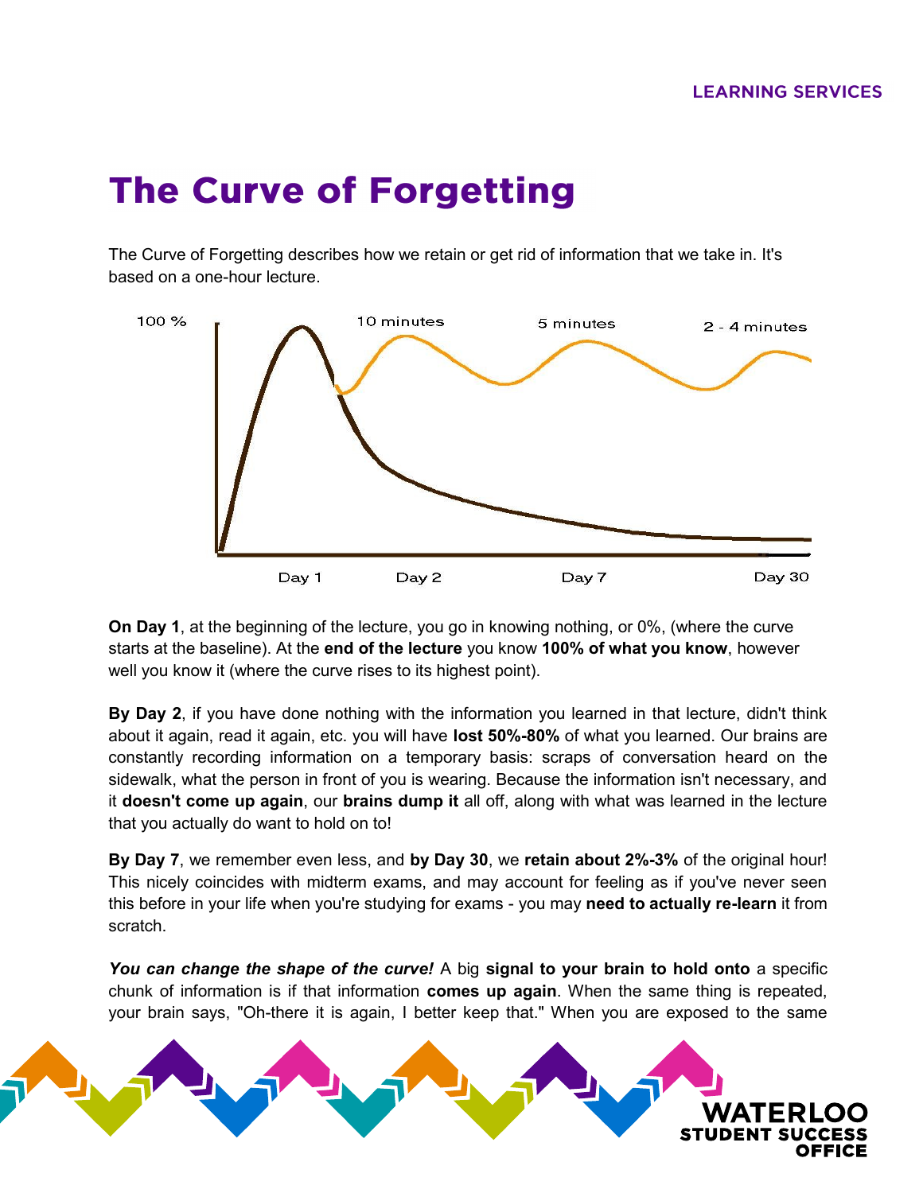# The Curve of Forgetting

The Curve of Forgetting describes how we retain or get rid of information that we take in. It's based on a one-hour lecture.

**On Day 1**, at the beginning of the lecture, you go in knowing nothing, or 0%, (where the curve starts at the baseline). At the **end of the lecture** you know **100% of what you know**, however well you know it (where the curve rises to its highest point).

**By Day 2**, if you have done nothing with the information you learned in that lecture, didn't think about it again, read it again, etc. you will have **lost 50%-80%** of what you learned. Our brains are constantly recording information on a temporary basis: scraps of conversation heard on the sidewalk, what the person in front of you is wearing. Because the information isn't necessary, and it **doesn't come up again**, our **brains dump it** all off, along with what was learned in the lecture that you actually do want to hold on to!

**By Day 7**, we remember even less, and **by Day 30**, we **retain about 2%-3%** of the original hour! This nicely coincides with midterm exams, and may account for feeling as if you've never seen this before in your life when you're studying for exams - you may **need to actually re-learn** it from scratch.

***You can change the shape of the curve!*** A big **signal to your brain to hold onto** a specific chunk of information is if that information **comes up again**. When the same thing is repeated, your brain says, "Oh-there it is again, I better keep that." When you are exposed to the same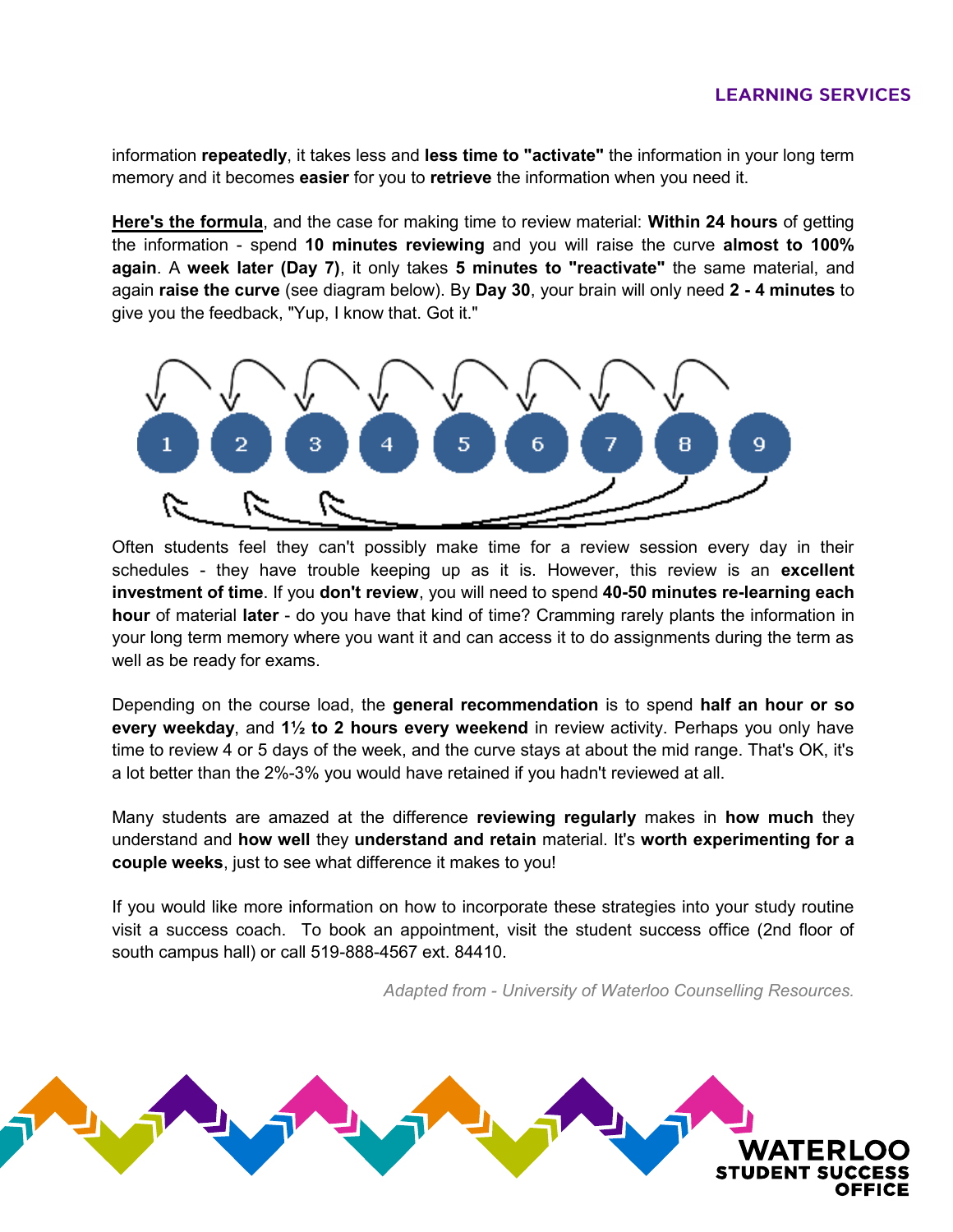information **repeatedly**, it takes less and **less time to "activate"** the information in your long term memory and it becomes **easier** for you to **retrieve** the information when you need it.

**Here's the formula**, and the case for making time to review material: **Within 24 hours** of getting the information - spend **10 minutes reviewing** and you will raise the curve **almost to 100% again**. A **week later (Day 7)**, it only takes **5 minutes to "reactivate"** the same material, and again **raise the curve** (see diagram below). By **Day 30**, your brain will only need **2 - 4 minutes** to give you the feedback, "Yup, I know that. Got it."

1 2 3 4 5 6 7 8 9

Often students feel they can't possibly make time for a review session every day in their schedules - they have trouble keeping up as it is. However, this review is an **excellent investment of time**. If you **don't review**, you will need to spend **40-50 minutes re-learning each hour** of material **later** - do you have that kind of time? Cramming rarely plants the information in your long term memory where you want it and can access it to do assignments during the term as well as be ready for exams.

Depending on the course load, the **general recommendation** is to spend **half an hour or so every weekday**, and **1½ to 2 hours every weekend** in review activity. Perhaps you only have time to review 4 or 5 days of the week, and the curve stays at about the mid range. That's OK, it's a lot better than the 2%-3% you would have retained if you hadn't reviewed at all.

Many students are amazed at the difference **reviewing regularly** makes in **how much** they understand and **how well** they **understand and retain** material. It's **worth experimenting for a couple weeks**, just to see what difference it makes to you!

If you would like more information on how to incorporate these strategies into your study routine visit a success coach. To book an appointment, visit the student success office (2nd floor of south campus hall) or call 519-888-4567 ext. 84410.

*Adapted from - University of Waterloo Counselling Resources.*